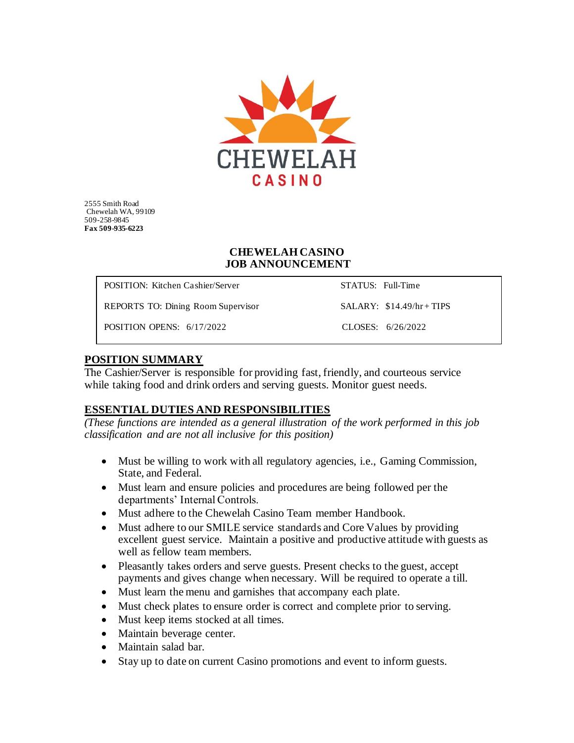CHEWELAH
CASINO

2555 Smith Road
Chewelah WA, 99109
509-258-9845
**Fax 509-935-6223**

## CHEWELAH CASINO
## JOB ANNOUNCEMENT

| | |
|---|---|
| POSITION: Kitchen Cashier/Server | STATUS: Full-Time |
| REPORTS TO: Dining Room Supervisor | SALARY: $14.49/hr + TIPS |
| POSITION OPENS: 6/17/2022 | CLOSES: 6/26/2022 |

### POSITION SUMMARY

The Cashier/Server is responsible for providing fast, friendly, and courteous service while taking food and drink orders and serving guests. Monitor guest needs.

### ESSENTIAL DUTIES AND RESPONSIBILITIES

*(These functions are intended as a general illustration of the work performed in this job classification and are not all inclusive for this position)*

- Must be willing to work with all regulatory agencies, i.e., Gaming Commission, State, and Federal.
- Must learn and ensure policies and procedures are being followed per the departments' Internal Controls.
- Must adhere to the Chewelah Casino Team member Handbook.
- Must adhere to our SMILE service standards and Core Values by providing excellent guest service. Maintain a positive and productive attitude with guests as well as fellow team members.
- Pleasantly takes orders and serve guests. Present checks to the guest, accept payments and gives change when necessary. Will be required to operate a till.
- Must learn the menu and garnishes that accompany each plate.
- Must check plates to ensure order is correct and complete prior to serving.
- Must keep items stocked at all times.
- Maintain beverage center.
- Maintain salad bar.
- Stay up to date on current Casino promotions and event to inform guests.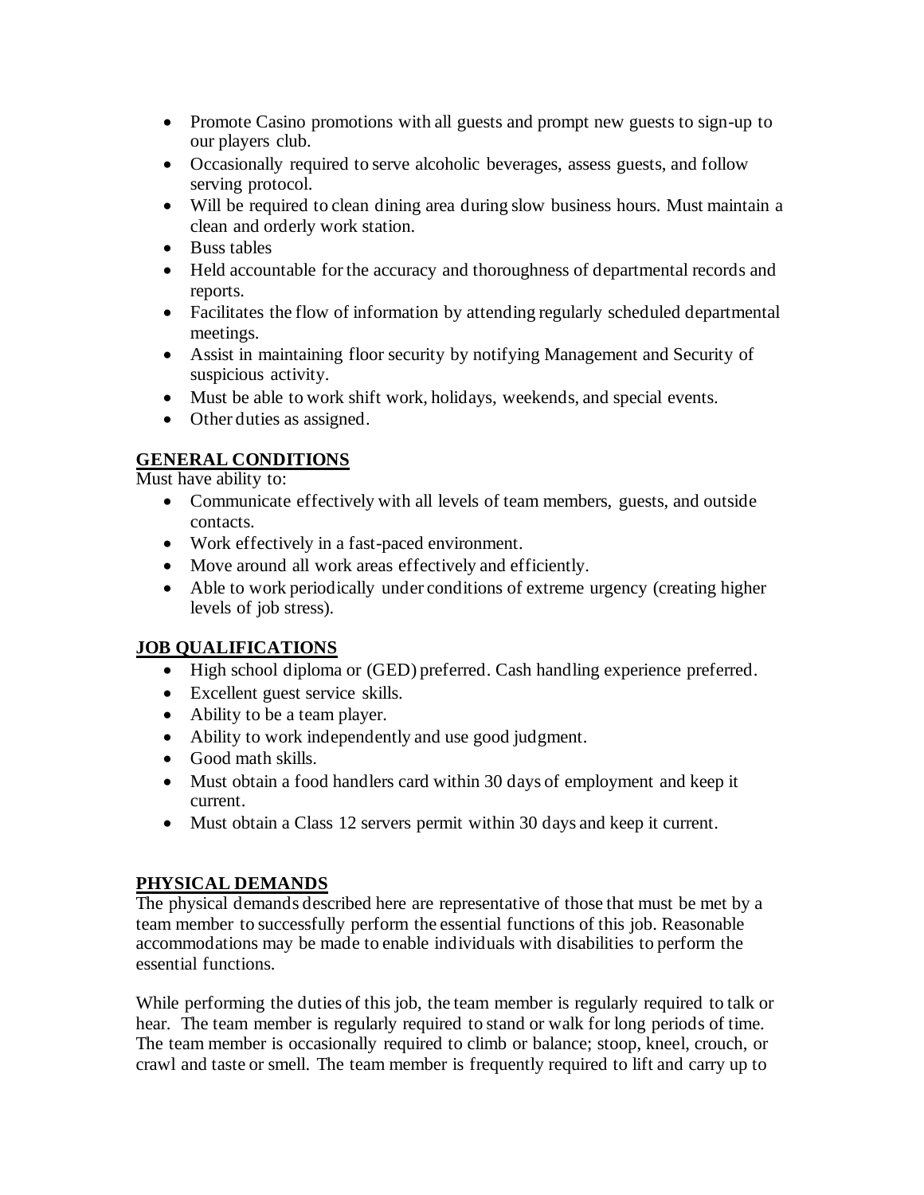- Promote Casino promotions with all guests and prompt new guests to sign-up to our players club.
- Occasionally required to serve alcoholic beverages, assess guests, and follow serving protocol.
- Will be required to clean dining area during slow business hours. Must maintain a clean and orderly work station.
- Buss tables
- Held accountable for the accuracy and thoroughness of departmental records and reports.
- Facilitates the flow of information by attending regularly scheduled departmental meetings.
- Assist in maintaining floor security by notifying Management and Security of suspicious activity.
- Must be able to work shift work, holidays, weekends, and special events.
- Other duties as assigned.

## GENERAL CONDITIONS

Must have ability to:

- Communicate effectively with all levels of team members, guests, and outside contacts.
- Work effectively in a fast-paced environment.
- Move around all work areas effectively and efficiently.
- Able to work periodically under conditions of extreme urgency (creating higher levels of job stress).

## JOB QUALIFICATIONS

- High school diploma or (GED) preferred. Cash handling experience preferred.
- Excellent guest service skills.
- Ability to be a team player.
- Ability to work independently and use good judgment.
- Good math skills.
- Must obtain a food handlers card within 30 days of employment and keep it current.
- Must obtain a Class 12 servers permit within 30 days and keep it current.

## PHYSICAL DEMANDS

The physical demands described here are representative of those that must be met by a team member to successfully perform the essential functions of this job. Reasonable accommodations may be made to enable individuals with disabilities to perform the essential functions.

While performing the duties of this job, the team member is regularly required to talk or hear. The team member is regularly required to stand or walk for long periods of time. The team member is occasionally required to climb or balance; stoop, kneel, crouch, or crawl and taste or smell. The team member is frequently required to lift and carry up to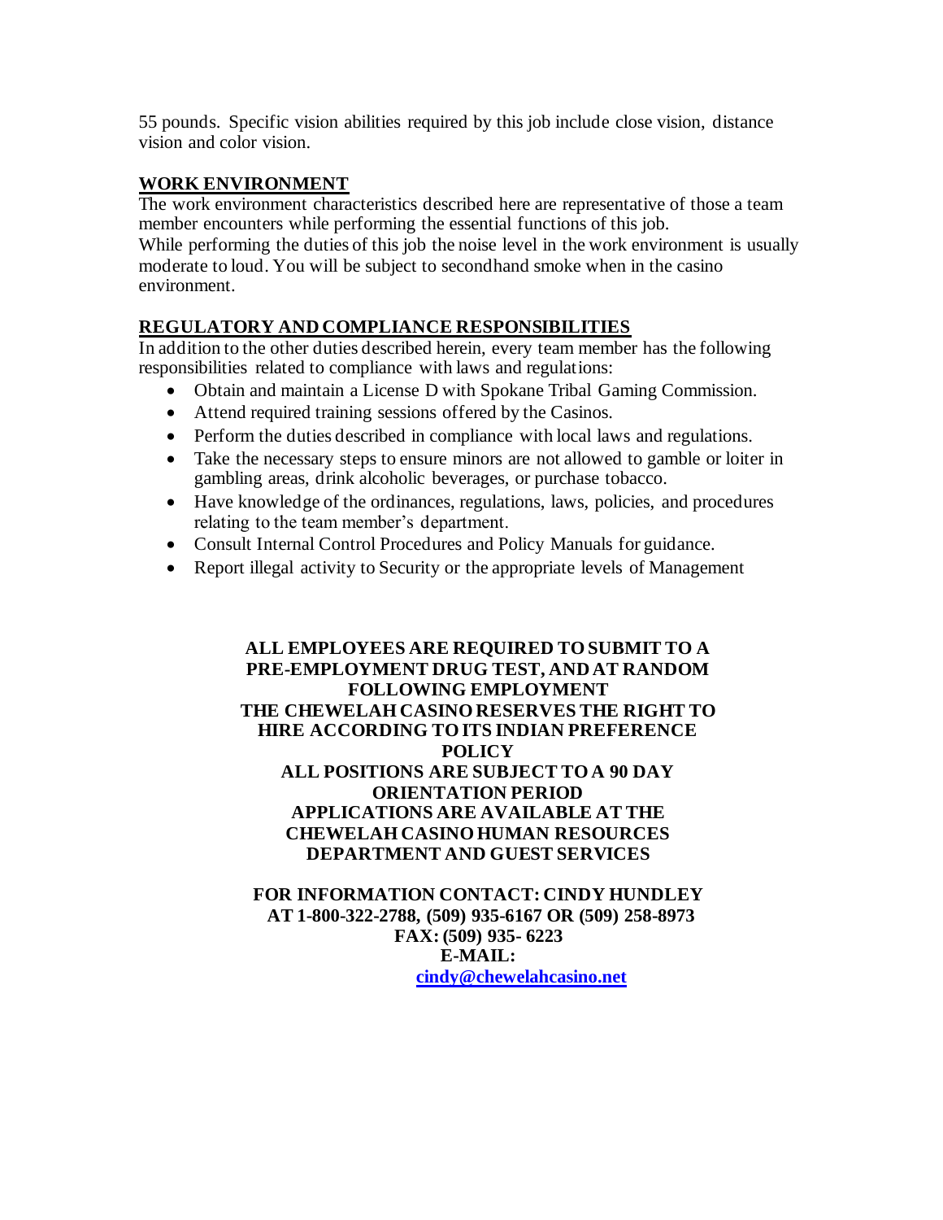55 pounds. Specific vision abilities required by this job include close vision, distance vision and color vision.

## WORK ENVIRONMENT

The work environment characteristics described here are representative of those a team member encounters while performing the essential functions of this job.
While performing the duties of this job the noise level in the work environment is usually moderate to loud. You will be subject to secondhand smoke when in the casino environment.

## REGULATORY AND COMPLIANCE RESPONSIBILITIES

In addition to the other duties described herein, every team member has the following responsibilities related to compliance with laws and regulations:

- Obtain and maintain a License D with Spokane Tribal Gaming Commission.
- Attend required training sessions offered by the Casinos.
- Perform the duties described in compliance with local laws and regulations.
- Take the necessary steps to ensure minors are not allowed to gamble or loiter in gambling areas, drink alcoholic beverages, or purchase tobacco.
- Have knowledge of the ordinances, regulations, laws, policies, and procedures relating to the team member's department.
- Consult Internal Control Procedures and Policy Manuals for guidance.
- Report illegal activity to Security or the appropriate levels of Management

**ALL EMPLOYEES ARE REQUIRED TO SUBMIT TO A PRE-EMPLOYMENT DRUG TEST, AND AT RANDOM FOLLOWING EMPLOYMENT**
**THE CHEWELAH CASINO RESERVES THE RIGHT TO HIRE ACCORDING TO ITS INDIAN PREFERENCE POLICY**
**ALL POSITIONS ARE SUBJECT TO A 90 DAY ORIENTATION PERIOD**
**APPLICATIONS ARE AVAILABLE AT THE CHEWELAH CASINO HUMAN RESOURCES DEPARTMENT AND GUEST SERVICES**

**FOR INFORMATION CONTACT: CINDY HUNDLEY AT 1-800-322-2788, (509) 935-6167 OR (509) 258-8973**
**FAX: (509) 935- 6223**
**E-MAIL:**
**cindy@chewelahcasino.net**